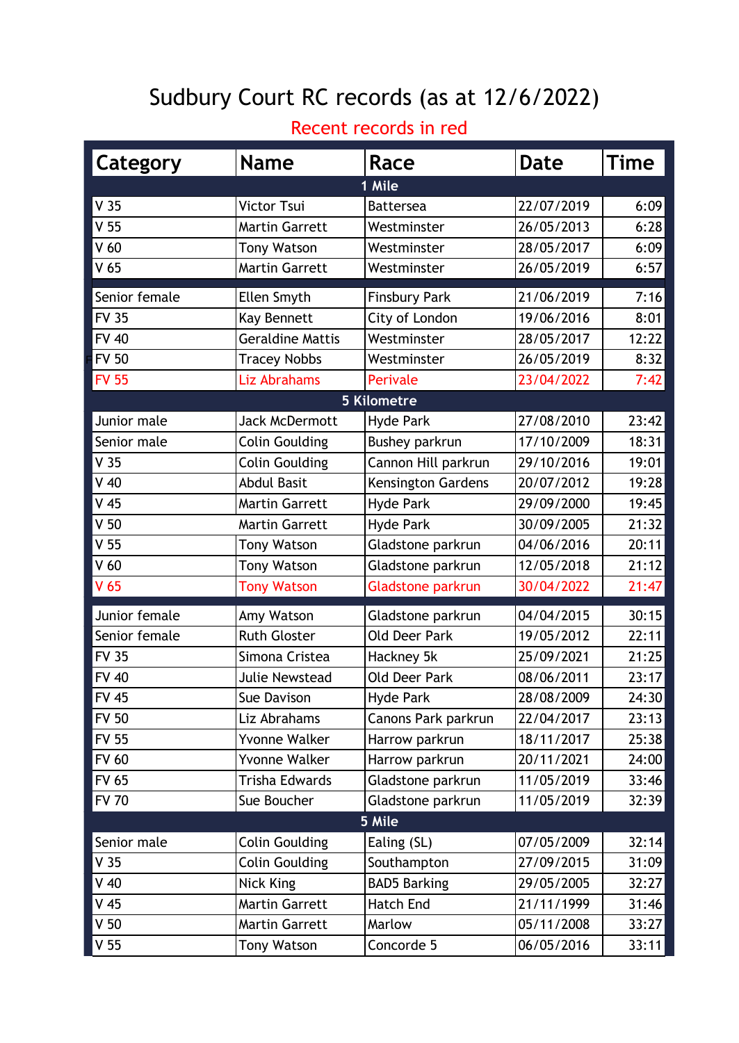# Sudbury Court RC records (as at 12/6/2022)

Recent records in red

| Category | Name | Race | Date | Time |
|---|---|---|---|---|
| **1 Mile** | | | | |
| V 35 | Victor Tsui | Battersea | 22/07/2019 | 6:09 |
| V 55 | Martin Garrett | Westminster | 26/05/2013 | 6:28 |
| V 60 | Tony Watson | Westminster | 28/05/2017 | 6:09 |
| V 65 | Martin Garrett | Westminster | 26/05/2019 | 6:57 |
| Senior female | Ellen Smyth | Finsbury Park | 21/06/2019 | 7:16 |
| FV 35 | Kay Bennett | City of London | 19/06/2016 | 8:01 |
| FV 40 | Geraldine Mattis | Westminster | 28/05/2017 | 12:22 |
| FV 50 | Tracey Nobbs | Westminster | 26/05/2019 | 8:32 |
| FV 55 | Liz Abrahams | Perivale | 23/04/2022 | 7:42 |
| **5 Kilometre** | | | | |
| Junior male | Jack McDermott | Hyde Park | 27/08/2010 | 23:42 |
| Senior male | Colin Goulding | Bushey parkrun | 17/10/2009 | 18:31 |
| V 35 | Colin Goulding | Cannon Hill parkrun | 29/10/2016 | 19:01 |
| V 40 | Abdul Basit | Kensington Gardens | 20/07/2012 | 19:28 |
| V 45 | Martin Garrett | Hyde Park | 29/09/2000 | 19:45 |
| V 50 | Martin Garrett | Hyde Park | 30/09/2005 | 21:32 |
| V 55 | Tony Watson | Gladstone parkrun | 04/06/2016 | 20:11 |
| V 60 | Tony Watson | Gladstone parkrun | 12/05/2018 | 21:12 |
| V 65 | Tony Watson | Gladstone parkrun | 30/04/2022 | 21:47 |
| Junior female | Amy Watson | Gladstone parkrun | 04/04/2015 | 30:15 |
| Senior female | Ruth Gloster | Old Deer Park | 19/05/2012 | 22:11 |
| FV 35 | Simona Cristea | Hackney 5k | 25/09/2021 | 21:25 |
| FV 40 | Julie Newstead | Old Deer Park | 08/06/2011 | 23:17 |
| FV 45 | Sue Davison | Hyde Park | 28/08/2009 | 24:30 |
| FV 50 | Liz Abrahams | Canons Park parkrun | 22/04/2017 | 23:13 |
| FV 55 | Yvonne Walker | Harrow parkrun | 18/11/2017 | 25:38 |
| FV 60 | Yvonne Walker | Harrow parkrun | 20/11/2021 | 24:00 |
| FV 65 | Trisha Edwards | Gladstone parkrun | 11/05/2019 | 33:46 |
| FV 70 | Sue Boucher | Gladstone parkrun | 11/05/2019 | 32:39 |
| **5 Mile** | | | | |
| Senior male | Colin Goulding | Ealing (SL) | 07/05/2009 | 32:14 |
| V 35 | Colin Goulding | Southampton | 27/09/2015 | 31:09 |
| V 40 | Nick King | BAD5 Barking | 29/05/2005 | 32:27 |
| V 45 | Martin Garrett | Hatch End | 21/11/1999 | 31:46 |
| V 50 | Martin Garrett | Marlow | 05/11/2008 | 33:27 |
| V 55 | Tony Watson | Concorde 5 | 06/05/2016 | 33:11 |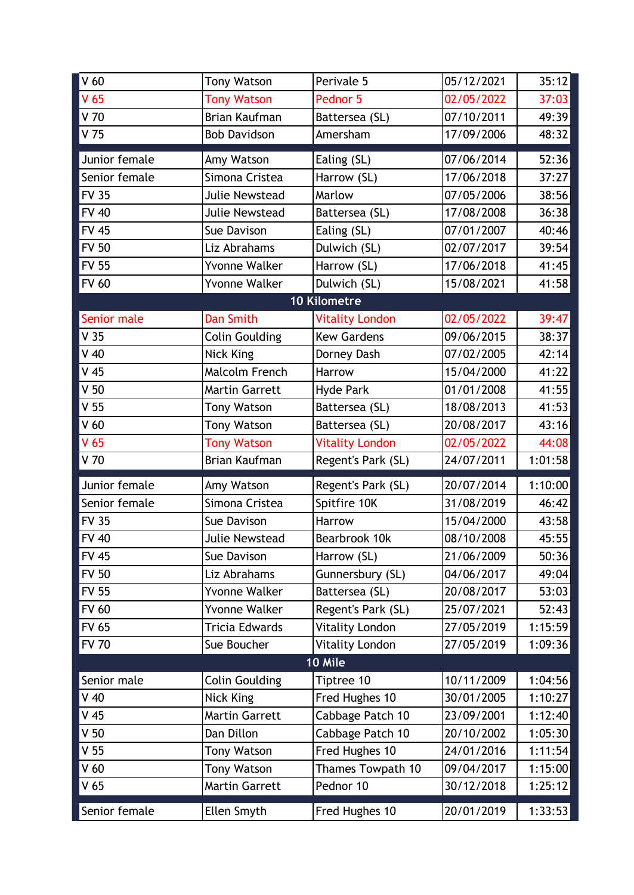| | | | | |
|---|---|---|---|---|
| V 60 | Tony Watson | Perivale 5 | 05/12/2021 | 35:12 |
| V 65 | Tony Watson | Pednor 5 | 02/05/2022 | 37:03 |
| V 70 | Brian Kaufman | Battersea (SL) | 07/10/2011 | 49:39 |
| V 75 | Bob Davidson | Amersham | 17/09/2006 | 48:32 |
| | | | | |
| Junior female | Amy Watson | Ealing (SL) | 07/06/2014 | 52:36 |
| Senior female | Simona Cristea | Harrow (SL) | 17/06/2018 | 37:27 |
| FV 35 | Julie Newstead | Marlow | 07/05/2006 | 38:56 |
| FV 40 | Julie Newstead | Battersea (SL) | 17/08/2008 | 36:38 |
| FV 45 | Sue Davison | Ealing (SL) | 07/01/2007 | 40:46 |
| FV 50 | Liz Abrahams | Dulwich (SL) | 02/07/2017 | 39:54 |
| FV 55 | Yvonne Walker | Harrow (SL) | 17/06/2018 | 41:45 |
| FV 60 | Yvonne Walker | Dulwich (SL) | 15/08/2021 | 41:58 |
| **10 Kilometre** | | | | |
| Senior male | Dan Smith | Vitality London | 02/05/2022 | 39:47 |
| V 35 | Colin Goulding | Kew Gardens | 09/06/2015 | 38:37 |
| V 40 | Nick King | Dorney Dash | 07/02/2005 | 42:14 |
| V 45 | Malcolm French | Harrow | 15/04/2000 | 41:22 |
| V 50 | Martin Garrett | Hyde Park | 01/01/2008 | 41:55 |
| V 55 | Tony Watson | Battersea (SL) | 18/08/2013 | 41:53 |
| V 60 | Tony Watson | Battersea (SL) | 20/08/2017 | 43:16 |
| V 65 | Tony Watson | Vitality London | 02/05/2022 | 44:08 |
| V 70 | Brian Kaufman | Regent's Park (SL) | 24/07/2011 | 1:01:58 |
| | | | | |
| Junior female | Amy Watson | Regent's Park (SL) | 20/07/2014 | 1:10:00 |
| Senior female | Simona Cristea | Spitfire 10K | 31/08/2019 | 46:42 |
| FV 35 | Sue Davison | Harrow | 15/04/2000 | 43:58 |
| FV 40 | Julie Newstead | Bearbrook 10k | 08/10/2008 | 45:55 |
| FV 45 | Sue Davison | Harrow (SL) | 21/06/2009 | 50:36 |
| FV 50 | Liz Abrahams | Gunnersbury (SL) | 04/06/2017 | 49:04 |
| FV 55 | Yvonne Walker | Battersea (SL) | 20/08/2017 | 53:03 |
| FV 60 | Yvonne Walker | Regent's Park (SL) | 25/07/2021 | 52:43 |
| FV 65 | Tricia Edwards | Vitality London | 27/05/2019 | 1:15:59 |
| FV 70 | Sue Boucher | Vitality London | 27/05/2019 | 1:09:36 |
| **10 Mile** | | | | |
| Senior male | Colin Goulding | Tiptree 10 | 10/11/2009 | 1:04:56 |
| V 40 | Nick King | Fred Hughes 10 | 30/01/2005 | 1:10:27 |
| V 45 | Martin Garrett | Cabbage Patch 10 | 23/09/2001 | 1:12:40 |
| V 50 | Dan Dillon | Cabbage Patch 10 | 20/10/2002 | 1:05:30 |
| V 55 | Tony Watson | Fred Hughes 10 | 24/01/2016 | 1:11:54 |
| V 60 | Tony Watson | Thames Towpath 10 | 09/04/2017 | 1:15:00 |
| V 65 | Martin Garrett | Pednor 10 | 30/12/2018 | 1:25:12 |
| | | | | |
| Senior female | Ellen Smyth | Fred Hughes 10 | 20/01/2019 | 1:33:53 |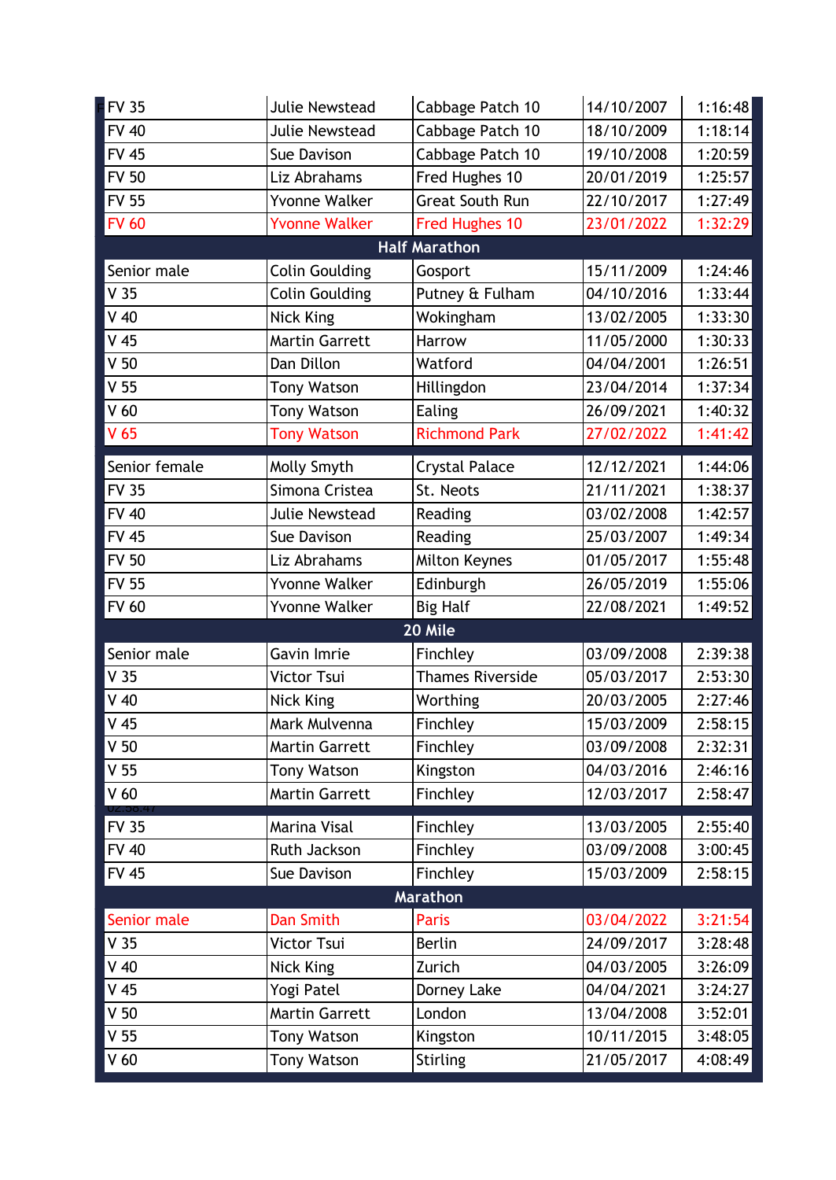| | | | | |
|---|---|---|---|---|
| FV 35 | Julie Newstead | Cabbage Patch 10 | 14/10/2007 | 1:16:48 |
| FV 40 | Julie Newstead | Cabbage Patch 10 | 18/10/2009 | 1:18:14 |
| FV 45 | Sue Davison | Cabbage Patch 10 | 19/10/2008 | 1:20:59 |
| FV 50 | Liz Abrahams | Fred Hughes 10 | 20/01/2019 | 1:25:57 |
| FV 55 | Yvonne Walker | Great South Run | 22/10/2017 | 1:27:49 |
| FV 60 | Yvonne Walker | Fred Hughes 10 | 23/01/2022 | 1:32:29 |
| **Half Marathon** | | | | |
| Senior male | Colin Goulding | Gosport | 15/11/2009 | 1:24:46 |
| V 35 | Colin Goulding | Putney & Fulham | 04/10/2016 | 1:33:44 |
| V 40 | Nick King | Wokingham | 13/02/2005 | 1:33:30 |
| V 45 | Martin Garrett | Harrow | 11/05/2000 | 1:30:33 |
| V 50 | Dan Dillon | Watford | 04/04/2001 | 1:26:51 |
| V 55 | Tony Watson | Hillingdon | 23/04/2014 | 1:37:34 |
| V 60 | Tony Watson | Ealing | 26/09/2021 | 1:40:32 |
| V 65 | Tony Watson | Richmond Park | 27/02/2022 | 1:41:42 |
| Senior female | Molly Smyth | Crystal Palace | 12/12/2021 | 1:44:06 |
| FV 35 | Simona Cristea | St. Neots | 21/11/2021 | 1:38:37 |
| FV 40 | Julie Newstead | Reading | 03/02/2008 | 1:42:57 |
| FV 45 | Sue Davison | Reading | 25/03/2007 | 1:49:34 |
| FV 50 | Liz Abrahams | Milton Keynes | 01/05/2017 | 1:55:48 |
| FV 55 | Yvonne Walker | Edinburgh | 26/05/2019 | 1:55:06 |
| FV 60 | Yvonne Walker | Big Half | 22/08/2021 | 1:49:52 |
| **20 Mile** | | | | |
| Senior male | Gavin Imrie | Finchley | 03/09/2008 | 2:39:38 |
| V 35 | Victor Tsui | Thames Riverside | 05/03/2017 | 2:53:30 |
| V 40 | Nick King | Worthing | 20/03/2005 | 2:27:46 |
| V 45 | Mark Mulvenna | Finchley | 15/03/2009 | 2:58:15 |
| V 50 | Martin Garrett | Finchley | 03/09/2008 | 2:32:31 |
| V 55 | Tony Watson | Kingston | 04/03/2016 | 2:46:16 |
| V 60 | Martin Garrett | Finchley | 12/03/2017 | 2:58:47 |
| FV 35 | Marina Visal | Finchley | 13/03/2005 | 2:55:40 |
| FV 40 | Ruth Jackson | Finchley | 03/09/2008 | 3:00:45 |
| FV 45 | Sue Davison | Finchley | 15/03/2009 | 2:58:15 |
| **Marathon** | | | | |
| Senior male | Dan Smith | Paris | 03/04/2022 | 3:21:54 |
| V 35 | Victor Tsui | Berlin | 24/09/2017 | 3:28:48 |
| V 40 | Nick King | Zurich | 04/03/2005 | 3:26:09 |
| V 45 | Yogi Patel | Dorney Lake | 04/04/2021 | 3:24:27 |
| V 50 | Martin Garrett | London | 13/04/2008 | 3:52:01 |
| V 55 | Tony Watson | Kingston | 10/11/2015 | 3:48:05 |
| V 60 | Tony Watson | Stirling | 21/05/2017 | 4:08:49 |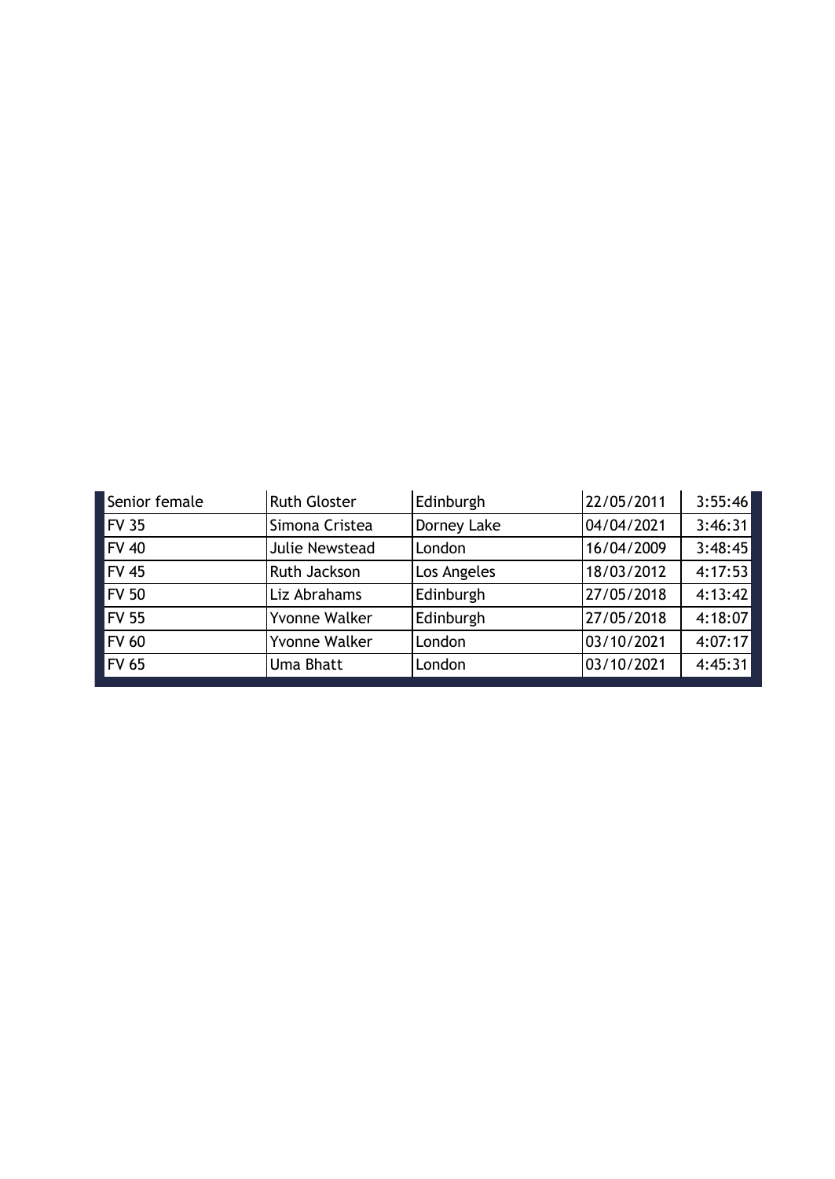| | | | | |
|---|---|---|---|---|
| Senior female | Ruth Gloster | Edinburgh | 22/05/2011 | 3:55:46 |
| FV 35 | Simona Cristea | Dorney Lake | 04/04/2021 | 3:46:31 |
| FV 40 | Julie Newstead | London | 16/04/2009 | 3:48:45 |
| FV 45 | Ruth Jackson | Los Angeles | 18/03/2012 | 4:17:53 |
| FV 50 | Liz Abrahams | Edinburgh | 27/05/2018 | 4:13:42 |
| FV 55 | Yvonne Walker | Edinburgh | 27/05/2018 | 4:18:07 |
| FV 60 | Yvonne Walker | London | 03/10/2021 | 4:07:17 |
| FV 65 | Uma Bhatt | London | 03/10/2021 | 4:45:31 |